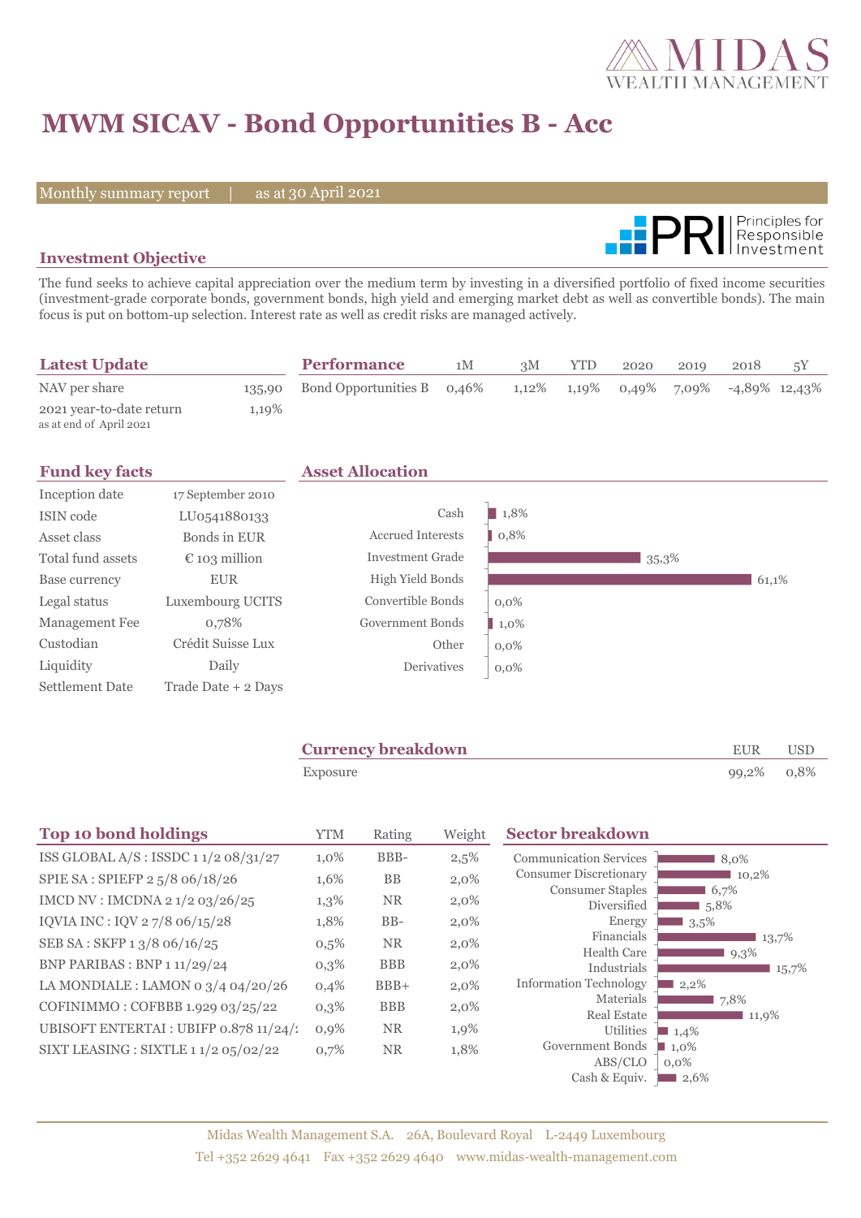# MWM SICAV - Bond Opportunities B - Acc

Monthly summary report | as at 30 April 2021

## Investment Objective

The fund seeks to achieve capital appreciation over the medium term by investing in a diversified portfolio of fixed income securities (investment-grade corporate bonds, government bonds, high yield and emerging market debt as well as convertible bonds). The main focus is put on bottom-up selection. Interest rate as well as credit risks are managed actively.

## Latest Update

| | |
|---|---|
| NAV per share | 135,90 |
| 2021 year-to-date return (as at end of April 2021) | 1,19% |

## Performance

| | 1M | 3M | YTD | 2020 | 2019 | 2018 | 5Y |
|---|---|---|---|---|---|---|---|
| Bond Opportunities B | 0,46% | 1,12% | 1,19% | 0,49% | 7,09% | -4,89% | 12,43% |

## Fund key facts

| | |
|---|---|
| Inception date | 17 September 2010 |
| ISIN code | LU0541880133 |
| Asset class | Bonds in EUR |
| Total fund assets | € 103 million |
| Base currency | EUR |
| Legal status | Luxembourg UCITS |
| Management Fee | 0,78% |
| Custodian | Crédit Suisse Lux |
| Liquidity | Daily |
| Settlement Date | Trade Date + 2 Days |

## Asset Allocation

| | |
|---|---|
| Cash | 1,8% |
| Accrued Interests | 0,8% |
| Investment Grade | 35,3% |
| High Yield Bonds | 61,1% |
| Convertible Bonds | 0,0% |
| Government Bonds | 1,0% |
| Other | 0,0% |
| Derivatives | 0,0% |

## Currency breakdown

| | EUR | USD |
|---|---|---|
| Exposure | 99,2% | 0,8% |

## Top 10 bond holdings

| | YTM | Rating | Weight |
|---|---|---|---|
| ISS GLOBAL A/S : ISSDC 1 1/2 08/31/27 | 1,0% | BBB- | 2,5% |
| SPIE SA : SPIEFP 2 5/8 06/18/26 | 1,6% | BB | 2,0% |
| IMCD NV : IMCDNA 2 1/2 03/26/25 | 1,3% | NR | 2,0% |
| IQVIA INC : IQV 2 7/8 06/15/28 | 1,8% | BB- | 2,0% |
| SEB SA : SKFP 1 3/8 06/16/25 | 0,5% | NR | 2,0% |
| BNP PARIBAS : BNP 1 11/29/24 | 0,3% | BBB | 2,0% |
| LA MONDIALE : LAMON 0 3/4 04/20/26 | 0,4% | BBB+ | 2,0% |
| COFINIMMO : COFBBB 1.929 03/25/22 | 0,3% | BBB | 2,0% |
| UBISOFT ENTERTAI : UBIFP 0.878 11/24/ | 0,9% | NR | 1,9% |
| SIXT LEASING : SIXTLE 1 1/2 05/02/22 | 0,7% | NR | 1,8% |

## Sector breakdown

| | |
|---|---|
| Communication Services | 8,0% |
| Consumer Discretionary | 10,2% |
| Consumer Staples | 6,7% |
| Diversified | 5,8% |
| Energy | 3,5% |
| Financials | 13,7% |
| Health Care | 9,3% |
| Industrials | 15,7% |
| Information Technology | 2,2% |
| Materials | 7,8% |
| Real Estate | 11,9% |
| Utilities | 1,4% |
| Government Bonds | 1,0% |
| ABS/CLO | 0,0% |
| Cash & Equiv. | 2,6% |

Midas Wealth Management S.A. 26A, Boulevard Royal L-2449 Luxembourg
Tel +352 2629 4641 Fax +352 2629 4640 www.midas-wealth-management.com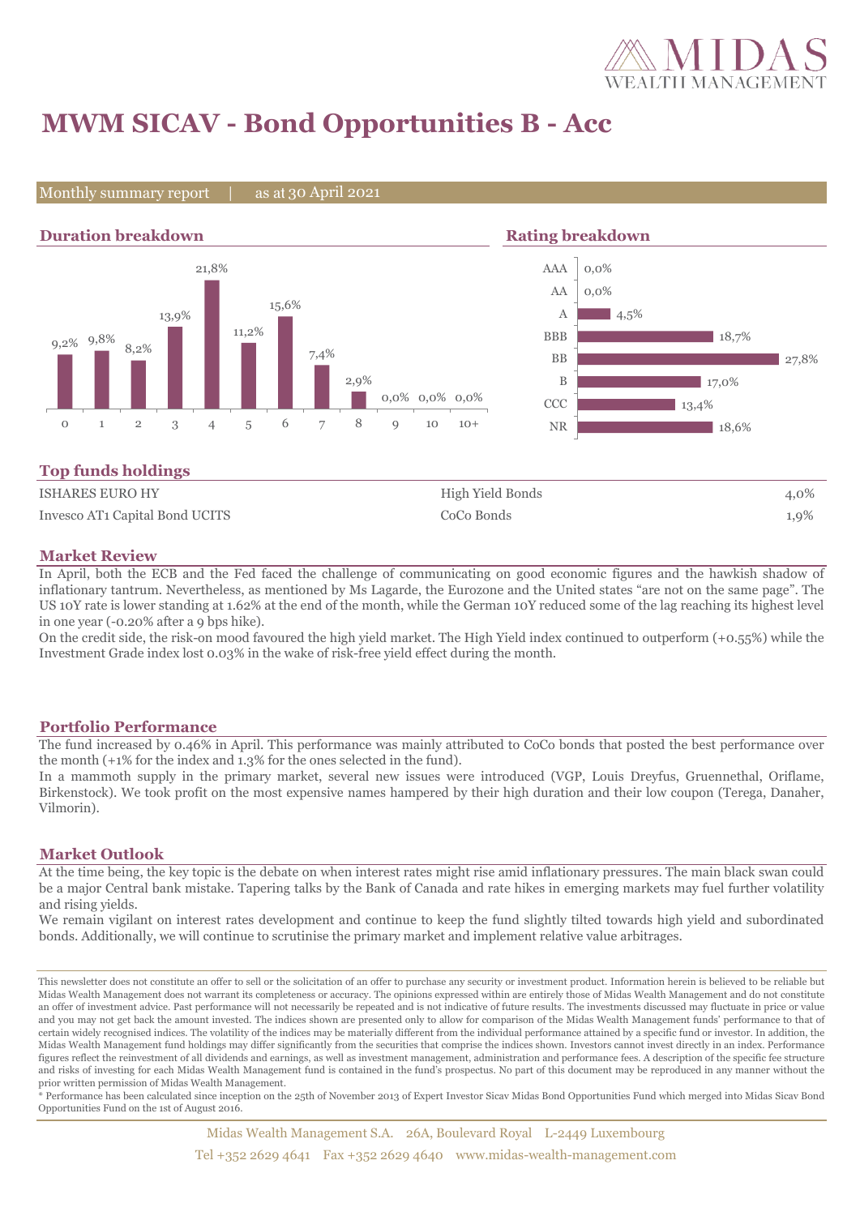# MWM SICAV - Bond Opportunities B - Acc

Monthly summary report | as at 30 April 2021

## Duration breakdown

9,2%
9,8%
8,2%
13,9%
21,8%
11,2%
15,6%
7,4%
2,9%
0,0%
0,0%
0,0%

0 1 2 3 4 5 6 7 8 9 10 10+

## Rating breakdown

AAA 0,0%
AA 0,0%
A 4,5%
BBB 18,7%
BB 27,8%
B 17,0%
CCC 13,4%
NR 18,6%

## Top funds holdings

| | | |
|---|---|---|
| ISHARES EURO HY | High Yield Bonds | 4,0% |
| Invesco AT1 Capital Bond UCITS | CoCo Bonds | 1,9% |

## Market Review

In April, both the ECB and the Fed faced the challenge of communicating on good economic figures and the hawkish shadow of inflationary tantrum. Nevertheless, as mentioned by Ms Lagarde, the Eurozone and the United states "are not on the same page". The US 10Y rate is lower standing at 1.62% at the end of the month, while the German 10Y reduced some of the lag reaching its highest level in one year (-0.20% after a 9 bps hike).

On the credit side, the risk-on mood favoured the high yield market. The High Yield index continued to outperform (+0.55%) while the Investment Grade index lost 0.03% in the wake of risk-free yield effect during the month.

## Portfolio Performance

The fund increased by 0.46% in April. This performance was mainly attributed to CoCo bonds that posted the best performance over the month (+1% for the index and 1.3% for the ones selected in the fund).

In a mammoth supply in the primary market, several new issues were introduced (VGP, Louis Dreyfus, Gruennethal, Oriflame, Birkenstock). We took profit on the most expensive names hampered by their high duration and their low coupon (Terega, Danaher, Vilmorin).

## Market Outlook

At the time being, the key topic is the debate on when interest rates might rise amid inflationary pressures. The main black swan could be a major Central bank mistake. Tapering talks by the Bank of Canada and rate hikes in emerging markets may fuel further volatility and rising yields.

We remain vigilant on interest rates development and continue to keep the fund slightly tilted towards high yield and subordinated bonds. Additionally, we will continue to scrutinise the primary market and implement relative value arbitrages.

This newsletter does not constitute an offer to sell or the solicitation of an offer to purchase any security or investment product. Information herein is believed to be reliable but Midas Wealth Management does not warrant its completeness or accuracy. The opinions expressed within are entirely those of Midas Wealth Management and do not constitute an offer of investment advice. Past performance will not necessarily be repeated and is not indicative of future results. The investments discussed may fluctuate in price or value and you may not get back the amount invested. The indices shown are presented only to allow for comparison of the Midas Wealth Management funds' performance to that of certain widely recognised indices. The volatility of the indices may be materially different from the individual performance attained by a specific fund or investor. In addition, the Midas Wealth Management fund holdings may differ significantly from the securities that comprise the indices shown. Investors cannot invest directly in an index. Performance figures reflect the reinvestment of all dividends and earnings, as well as investment management, administration and performance fees. A description of the specific fee structure and risks of investing for each Midas Wealth Management fund is contained in the fund's prospectus. No part of this document may be reproduced in any manner without the prior written permission of Midas Wealth Management.

* Performance has been calculated since inception on the 25th of November 2013 of Expert Investor Sicav Midas Bond Opportunities Fund which merged into Midas Sicav Bond Opportunities Fund on the 1st of August 2016.

Midas Wealth Management S.A. 26A, Boulevard Royal L-2449 Luxembourg
Tel +352 2629 4641 Fax +352 2629 4640 www.midas-wealth-management.com